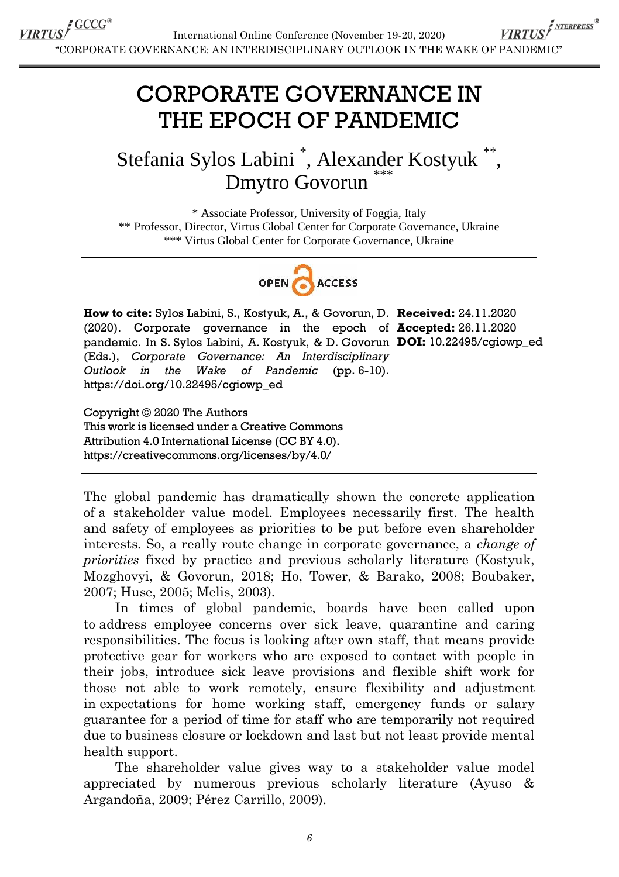# CORPORATE GOVERNANCE IN THE EPOCH OF PANDEMIC

Stefania Sylos Labini [*], Alexander Kostyuk [**], Dmytro Govorun [***]

[*] Associate Professor, University of Foggia, Italy
[**] Professor, Director, Virtus Global Center for Corporate Governance, Ukraine
[***] Virtus Global Center for Corporate Governance, Ukraine

OPEN ACCESS

**How to cite:** Sylos Labini, S., Kostyuk, A., & Govorun, D. (2020). Corporate governance in the epoch of pandemic. In S. Sylos Labini, A. Kostyuk, & D. Govorun (Eds.), *Corporate Governance: An Interdisciplinary Outlook in the Wake of Pandemic* (pp. 6-10). https://doi.org/10.22495/cgiowp_ed

**Received:** 24.11.2020
**Accepted:** 26.11.2020
**DOI:** 10.22495/cgiowp_ed

Copyright © 2020 The Authors
This work is licensed under a Creative Commons Attribution 4.0 International License (CC BY 4.0).
https://creativecommons.org/licenses/by/4.0/

The global pandemic has dramatically shown the concrete application of a stakeholder value model. Employees necessarily first. The health and safety of employees as priorities to be put before even shareholder interests. So, a really route change in corporate governance, a *change of priorities* fixed by practice and previous scholarly literature (Kostyuk, Mozghovyi, & Govorun, 2018; Ho, Tower, & Barako, 2008; Boubaker, 2007; Huse, 2005; Melis, 2003).

In times of global pandemic, boards have been called upon to address employee concerns over sick leave, quarantine and caring responsibilities. The focus is looking after own staff, that means provide protective gear for workers who are exposed to contact with people in their jobs, introduce sick leave provisions and flexible shift work for those not able to work remotely, ensure flexibility and adjustment in expectations for home working staff, emergency funds or salary guarantee for a period of time for staff who are temporarily not required due to business closure or lockdown and last but not least provide mental health support.

The shareholder value gives way to a stakeholder value model appreciated by numerous previous scholarly literature (Ayuso & Argandoña, 2009; Pérez Carrillo, 2009).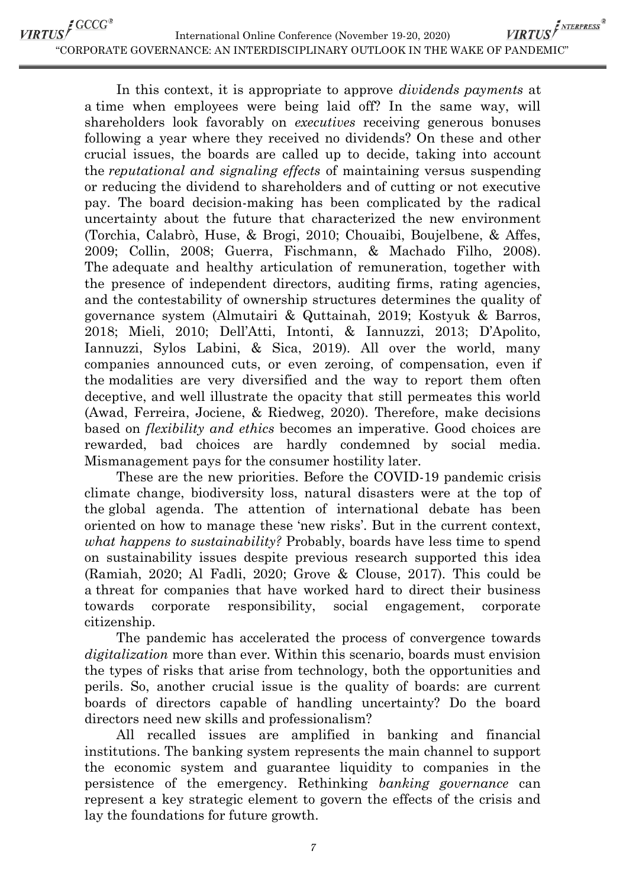In this context, it is appropriate to approve *dividends payments* at a time when employees were being laid off? In the same way, will shareholders look favorably on *executives* receiving generous bonuses following a year where they received no dividends? On these and other crucial issues, the boards are called up to decide, taking into account the *reputational and signaling effects* of maintaining versus suspending or reducing the dividend to shareholders and of cutting or not executive pay. The board decision-making has been complicated by the radical uncertainty about the future that characterized the new environment (Torchia, Calabrò, Huse, & Brogi, 2010; Chouaibi, Boujelbene, & Affes, 2009; Collin, 2008; Guerra, Fischmann, & Machado Filho, 2008). The adequate and healthy articulation of remuneration, together with the presence of independent directors, auditing firms, rating agencies, and the contestability of ownership structures determines the quality of governance system (Almutairi & Quttainah, 2019; Kostyuk & Barros, 2018; Mieli, 2010; Dell'Atti, Intonti, & Iannuzzi, 2013; D'Apolito, Iannuzzi, Sylos Labini, & Sica, 2019). All over the world, many companies announced cuts, or even zeroing, of compensation, even if the modalities are very diversified and the way to report them often deceptive, and well illustrate the opacity that still permeates this world (Awad, Ferreira, Jociene, & Riedweg, 2020). Therefore, make decisions based on *flexibility and ethics* becomes an imperative. Good choices are rewarded, bad choices are hardly condemned by social media. Mismanagement pays for the consumer hostility later.

These are the new priorities. Before the COVID-19 pandemic crisis climate change, biodiversity loss, natural disasters were at the top of the global agenda. The attention of international debate has been oriented on how to manage these 'new risks'. But in the current context, *what happens to sustainability?* Probably, boards have less time to spend on sustainability issues despite previous research supported this idea (Ramiah, 2020; Al Fadli, 2020; Grove & Clouse, 2017). This could be a threat for companies that have worked hard to direct their business towards corporate responsibility, social engagement, corporate citizenship.

The pandemic has accelerated the process of convergence towards *digitalization* more than ever. Within this scenario, boards must envision the types of risks that arise from technology, both the opportunities and perils. So, another crucial issue is the quality of boards: are current boards of directors capable of handling uncertainty? Do the board directors need new skills and professionalism?

All recalled issues are amplified in banking and financial institutions. The banking system represents the main channel to support the economic system and guarantee liquidity to companies in the persistence of the emergency. Rethinking *banking governance* can represent a key strategic element to govern the effects of the crisis and lay the foundations for future growth.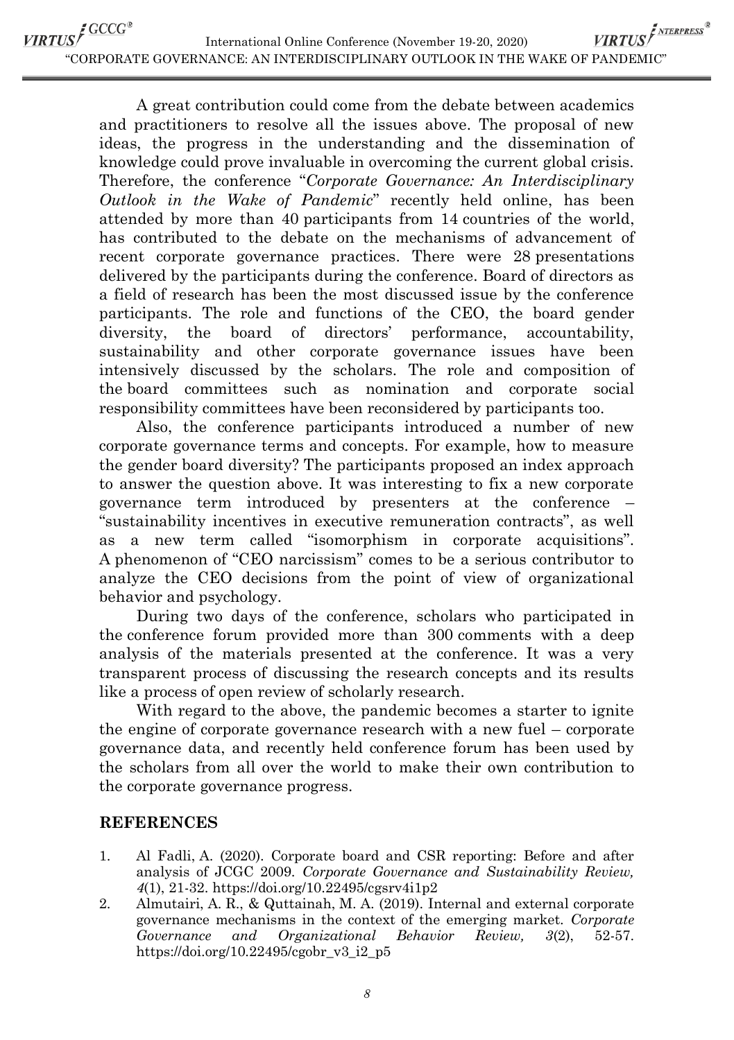A great contribution could come from the debate between academics and practitioners to resolve all the issues above. The proposal of new ideas, the progress in the understanding and the dissemination of knowledge could prove invaluable in overcoming the current global crisis. Therefore, the conference "*Corporate Governance: An Interdisciplinary Outlook in the Wake of Pandemic*" recently held online, has been attended by more than 40 participants from 14 countries of the world, has contributed to the debate on the mechanisms of advancement of recent corporate governance practices. There were 28 presentations delivered by the participants during the conference. Board of directors as a field of research has been the most discussed issue by the conference participants. The role and functions of the CEO, the board gender diversity, the board of directors' performance, accountability, sustainability and other corporate governance issues have been intensively discussed by the scholars. The role and composition of the board committees such as nomination and corporate social responsibility committees have been reconsidered by participants too.

Also, the conference participants introduced a number of new corporate governance terms and concepts. For example, how to measure the gender board diversity? The participants proposed an index approach to answer the question above. It was interesting to fix a new corporate governance term introduced by presenters at the conference – "sustainability incentives in executive remuneration contracts", as well as a new term called "isomorphism in corporate acquisitions". A phenomenon of "CEO narcissism" comes to be a serious contributor to analyze the CEO decisions from the point of view of organizational behavior and psychology.

During two days of the conference, scholars who participated in the conference forum provided more than 300 comments with a deep analysis of the materials presented at the conference. It was a very transparent process of discussing the research concepts and its results like a process of open review of scholarly research.

With regard to the above, the pandemic becomes a starter to ignite the engine of corporate governance research with a new fuel – corporate governance data, and recently held conference forum has been used by the scholars from all over the world to make their own contribution to the corporate governance progress.

## REFERENCES

1. Al Fadli, A. (2020). Corporate board and CSR reporting: Before and after analysis of JCGC 2009. *Corporate Governance and Sustainability Review, 4*(1), 21-32. https://doi.org/10.22495/cgsrv4i1p2
2. Almutairi, A. R., & Quttainah, M. A. (2019). Internal and external corporate governance mechanisms in the context of the emerging market. *Corporate Governance and Organizational Behavior Review, 3*(2), 52-57. https://doi.org/10.22495/cgobr_v3_i2_p5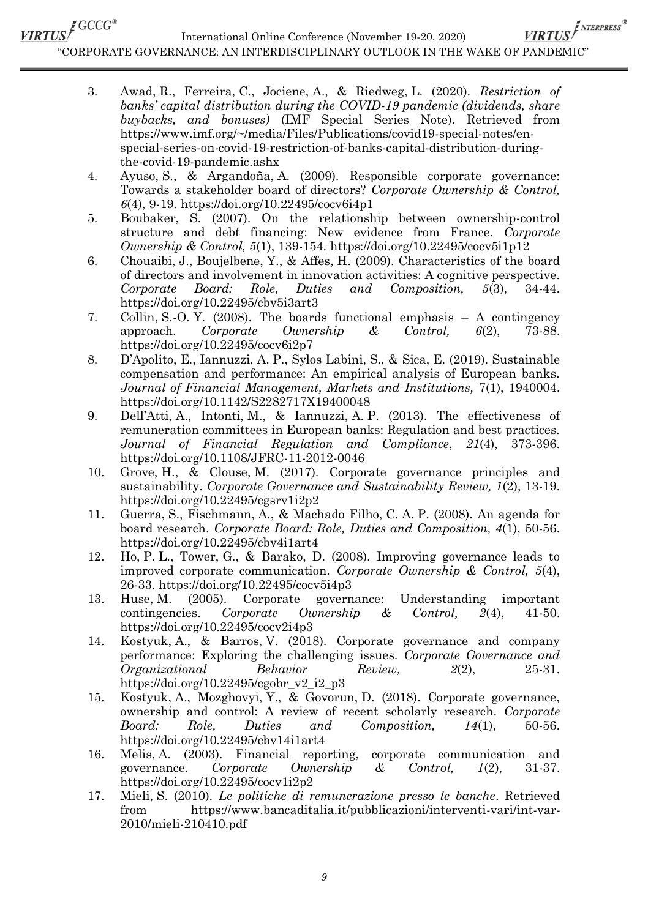3. Awad, R., Ferreira, C., Jociene, A., & Riedweg, L. (2020). *Restriction of banks' capital distribution during the COVID-19 pandemic (dividends, share buybacks, and bonuses)* (IMF Special Series Note). Retrieved from https://www.imf.org/~/media/Files/Publications/covid19-special-notes/en-special-series-on-covid-19-restriction-of-banks-capital-distribution-during-the-covid-19-pandemic.ashx
4. Ayuso, S., & Argandoña, A. (2009). Responsible corporate governance: Towards a stakeholder board of directors? *Corporate Ownership & Control, 6*(4), 9-19. https://doi.org/10.22495/cocv6i4p1
5. Boubaker, S. (2007). On the relationship between ownership-control structure and debt financing: New evidence from France. *Corporate Ownership & Control, 5*(1), 139-154. https://doi.org/10.22495/cocv5i1p12
6. Chouaibi, J., Boujelbene, Y., & Affes, H. (2009). Characteristics of the board of directors and involvement in innovation activities: A cognitive perspective. *Corporate Board: Role, Duties and Composition, 5*(3), 34-44. https://doi.org/10.22495/cbv5i3art3
7. Collin, S.-O. Y. (2008). The boards functional emphasis – A contingency approach. *Corporate Ownership & Control, 6*(2), 73-88. https://doi.org/10.22495/cocv6i2p7
8. D'Apolito, E., Iannuzzi, A. P., Sylos Labini, S., & Sica, E. (2019). Sustainable compensation and performance: An empirical analysis of European banks. *Journal of Financial Management, Markets and Institutions,* 7(1), 1940004. https://doi.org/10.1142/S2282717X19400048
9. Dell'Atti, A., Intonti, M., & Iannuzzi, A. P. (2013). The effectiveness of remuneration committees in European banks: Regulation and best practices. *Journal of Financial Regulation and Compliance*, *21*(4), 373-396. https://doi.org/10.1108/JFRC-11-2012-0046
10. Grove, H., & Clouse, M. (2017). Corporate governance principles and sustainability. *Corporate Governance and Sustainability Review, 1*(2), 13-19. https://doi.org/10.22495/cgsrv1i2p2
11. Guerra, S., Fischmann, A., & Machado Filho, C. A. P. (2008). An agenda for board research. *Corporate Board: Role, Duties and Composition, 4*(1), 50-56. https://doi.org/10.22495/cbv4i1art4
12. Ho, P. L., Tower, G., & Barako, D. (2008). Improving governance leads to improved corporate communication. *Corporate Ownership & Control, 5*(4), 26-33. https://doi.org/10.22495/cocv5i4p3
13. Huse, M. (2005). Corporate governance: Understanding important contingencies. *Corporate Ownership & Control, 2*(4), 41-50. https://doi.org/10.22495/cocv2i4p3
14. Kostyuk, A., & Barros, V. (2018). Corporate governance and company performance: Exploring the challenging issues. *Corporate Governance and Organizational Behavior Review, 2*(2), 25-31. https://doi.org/10.22495/cgobr_v2_i2_p3
15. Kostyuk, A., Mozghovyi, Y., & Govorun, D. (2018). Corporate governance, ownership and control: A review of recent scholarly research. *Corporate Board: Role, Duties and Composition, 14*(1), 50-56. https://doi.org/10.22495/cbv14i1art4
16. Melis, A. (2003). Financial reporting, corporate communication and governance. *Corporate Ownership & Control, 1*(2), 31-37. https://doi.org/10.22495/cocv1i2p2
17. Mieli, S. (2010). *Le politiche di remunerazione presso le banche*. Retrieved from https://www.bancaditalia.it/pubblicazioni/interventi-vari/int-var-2010/mieli-210410.pdf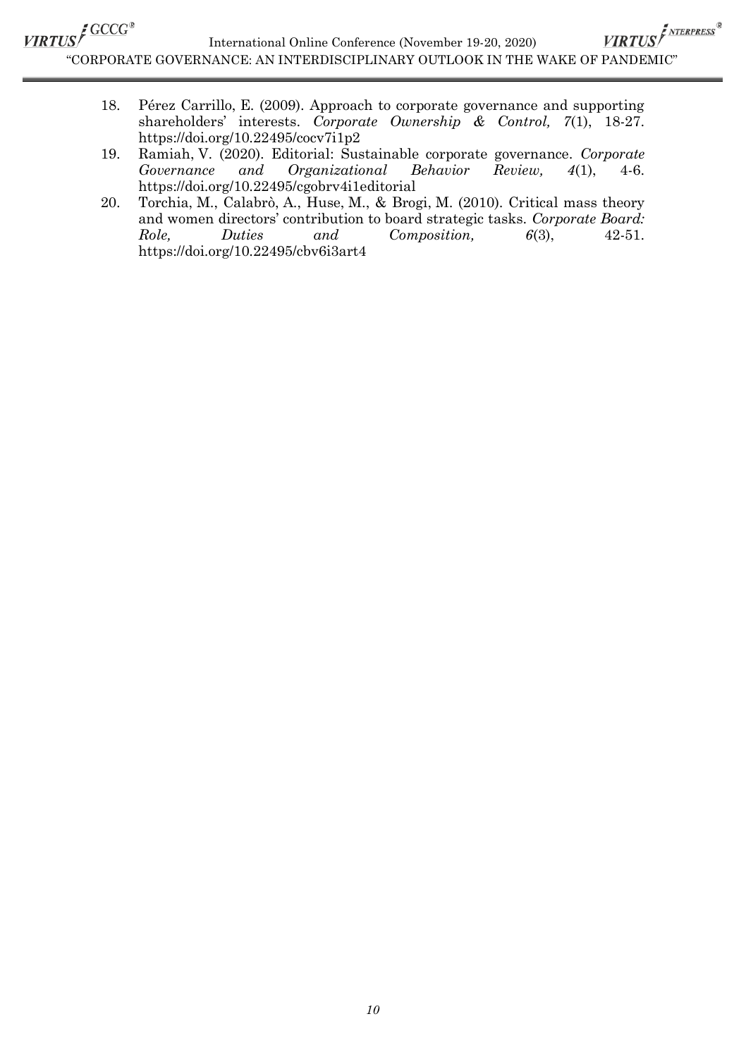18. Pérez Carrillo, E. (2009). Approach to corporate governance and supporting shareholders' interests. *Corporate Ownership & Control, 7*(1), 18-27. https://doi.org/10.22495/cocv7i1p2
19. Ramiah, V. (2020). Editorial: Sustainable corporate governance. *Corporate Governance and Organizational Behavior Review, 4*(1), 4-6. https://doi.org/10.22495/cgobrv4i1editorial
20. Torchia, M., Calabrò, A., Huse, M., & Brogi, M. (2010). Critical mass theory and women directors' contribution to board strategic tasks. *Corporate Board: Role, Duties and Composition, 6*(3), 42-51. https://doi.org/10.22495/cbv6i3art4